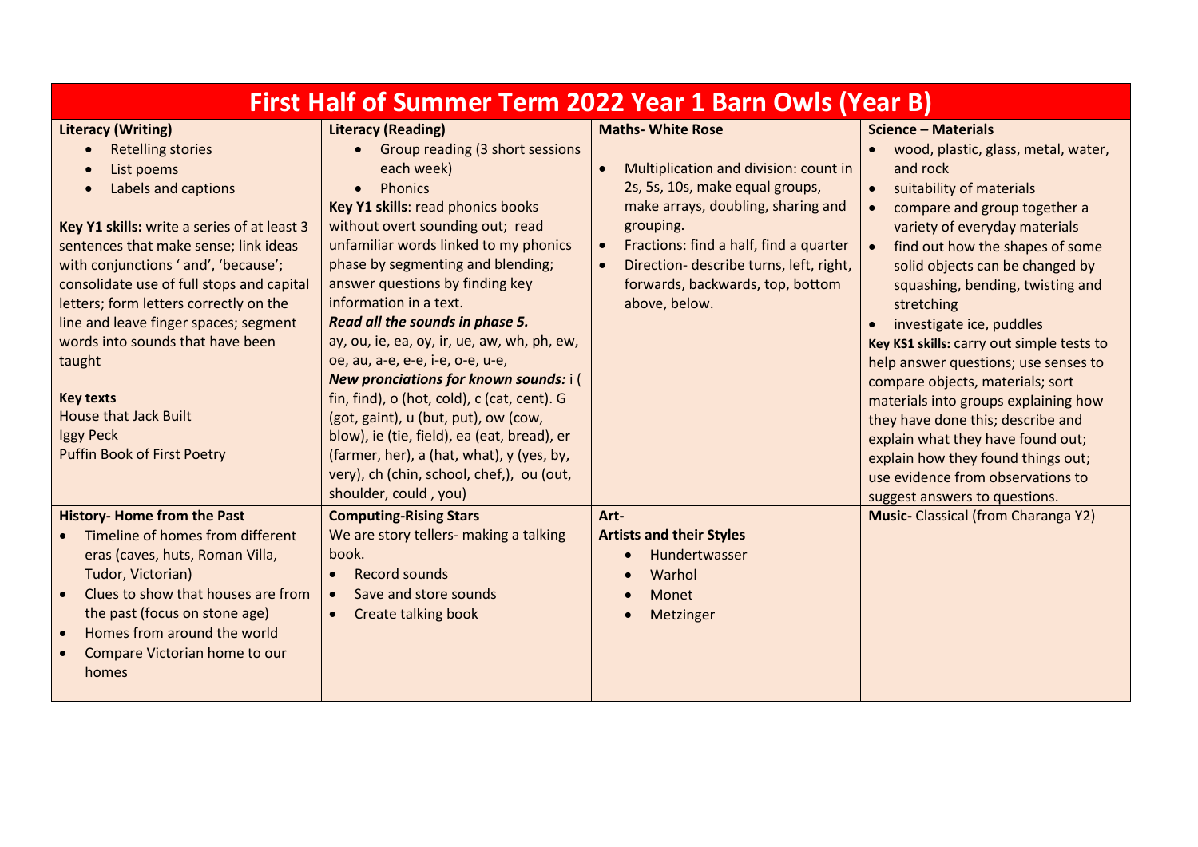# First Half of Summer Term 2022 Year 1 Barn Owls (Year B)

## Literacy (Writing)

- Retelling stories
- List poems
- Labels and captions

**Key Y1 skills:** write a series of at least 3 sentences that make sense; link ideas with conjunctions ' and', 'because'; consolidate use of full stops and capital letters; form letters correctly on the line and leave finger spaces; segment words into sounds that have been taught

**Key texts**
House that Jack Built
Iggy Peck
Puffin Book of First Poetry

## Literacy (Reading)

- Group reading (3 short sessions each week)
- Phonics

**Key Y1 skills**: read phonics books without overt sounding out; read unfamiliar words linked to my phonics phase by segmenting and blending; answer questions by finding key information in a text.

***Read all the sounds in phase 5.***
ay, ou, ie, ea, oy, ir, ue, aw, wh, ph, ew, oe, au, a-e, e-e, i-e, o-e, u-e,

***New pronciations for known sounds:*** i ( fin, find), o (hot, cold), c (cat, cent). G (got, gaint), u (but, put), ow (cow, blow), ie (tie, field), ea (eat, bread), er (farmer, her), a (hat, what), y (yes, by, very), ch (chin, school, chef,), ou (out, shoulder, could , you)

## Maths- White Rose

- Multiplication and division: count in 2s, 5s, 10s, make equal groups, make arrays, doubling, sharing and grouping.
- Fractions: find a half, find a quarter
- Direction- describe turns, left, right, forwards, backwards, top, bottom above, below.

## Science – Materials

- wood, plastic, glass, metal, water, and rock
- suitability of materials
- compare and group together a variety of everyday materials
- find out how the shapes of some solid objects can be changed by squashing, bending, twisting and stretching
- investigate ice, puddles

**Key KS1 skills:** carry out simple tests to help answer questions; use senses to compare objects, materials; sort materials into groups explaining how they have done this; describe and explain what they have found out; explain how they found things out; use evidence from observations to suggest answers to questions.

## History- Home from the Past

- Timeline of homes from different eras (caves, huts, Roman Villa, Tudor, Victorian)
- Clues to show that houses are from the past (focus on stone age)
- Homes from around the world
- Compare Victorian home to our homes

## Computing-Rising Stars

We are story tellers- making a talking book.

- Record sounds
- Save and store sounds
- Create talking book

## Art-

**Artists and their Styles**

- Hundertwasser
- Warhol
- Monet
- Metzinger

## Music- Classical (from Charanga Y2)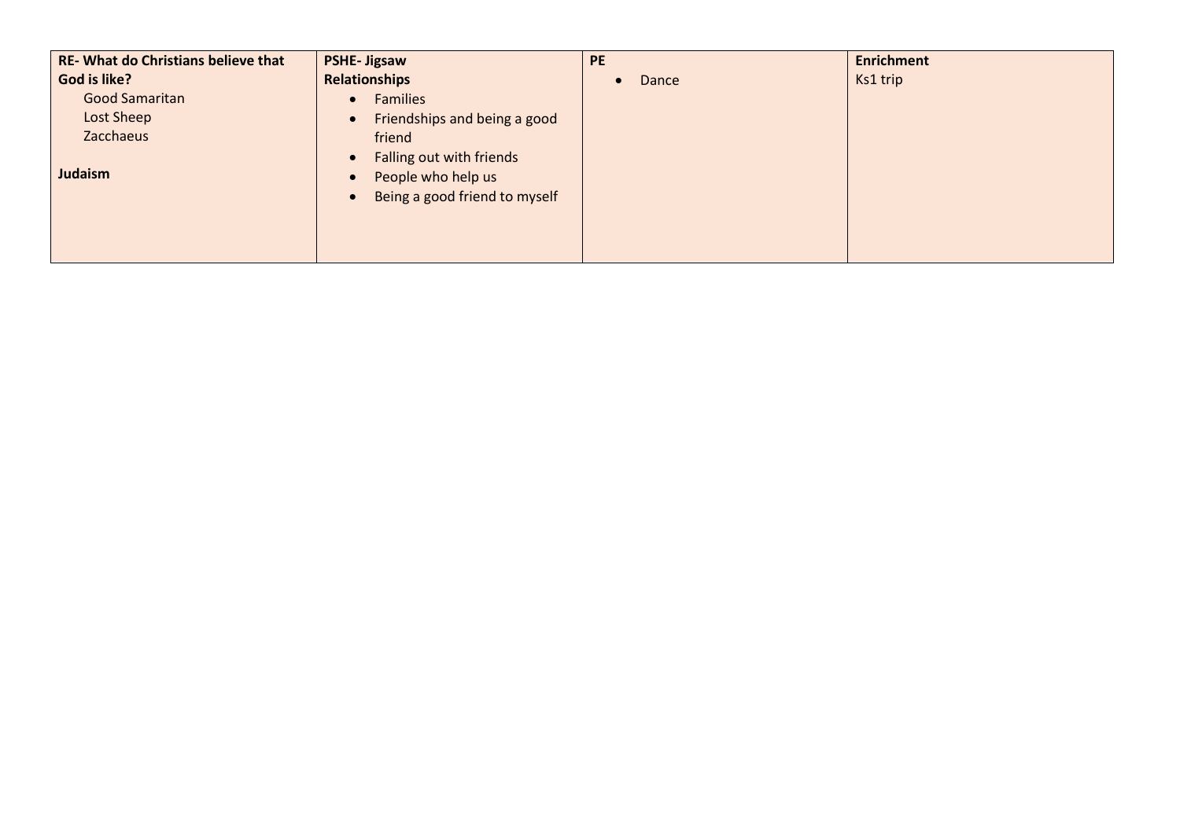| | | | |
|---|---|---|---|
| **RE- What do Christians believe that God is like?**<br>Good Samaritan<br>Lost Sheep<br>Zacchaeus<br><br>**Judaism** | **PSHE- Jigsaw**<br>**Relationships**<br>• Families<br>• Friendships and being a good friend<br>• Falling out with friends<br>• People who help us<br>• Being a good friend to myself | **PE**<br>• Dance | **Enrichment**<br>Ks1 trip |